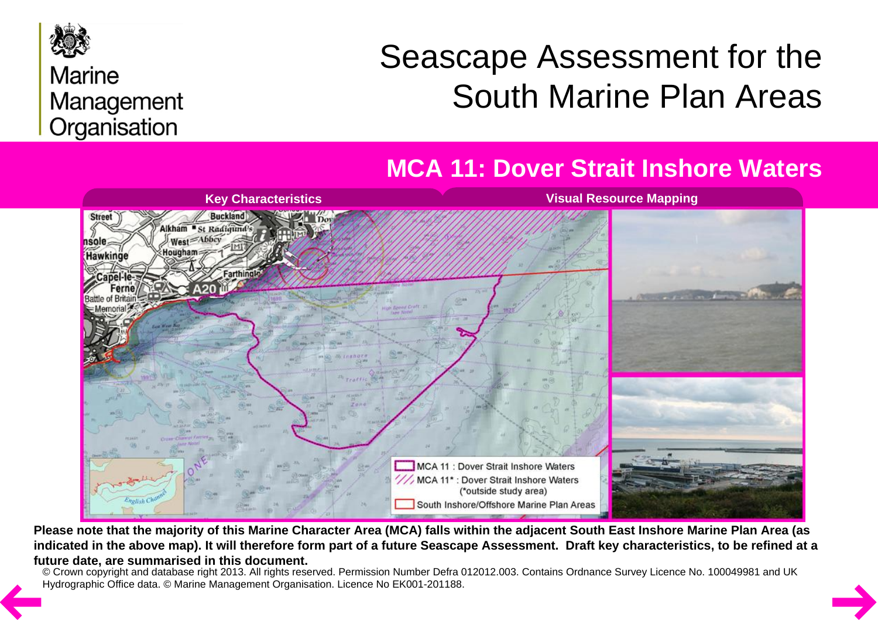Marine Management Organisation

# Seascape Assessment for the South Marine Plan Areas

## MCA 11: Dover Strait Inshore Waters

**Key Characteristics** | **Visual Resource Mapping**

MCA 11 : Dover Strait Inshore Waters

MCA 11* : Dover Strait Inshore Waters (*outside study area)

South Inshore/Offshore Marine Plan Areas

**Please note that the majority of this Marine Character Area (MCA) falls within the adjacent South East Inshore Marine Plan Area (as indicated in the above map). It will therefore form part of a future Seascape Assessment. Draft key characteristics, to be refined at a future date, are summarised in this document.**

© Crown copyright and database right 2013. All rights reserved. Permission Number Defra 012012.003. Contains Ordnance Survey Licence No. 100049981 and UK Hydrographic Office data. © Marine Management Organisation. Licence No EK001-201188.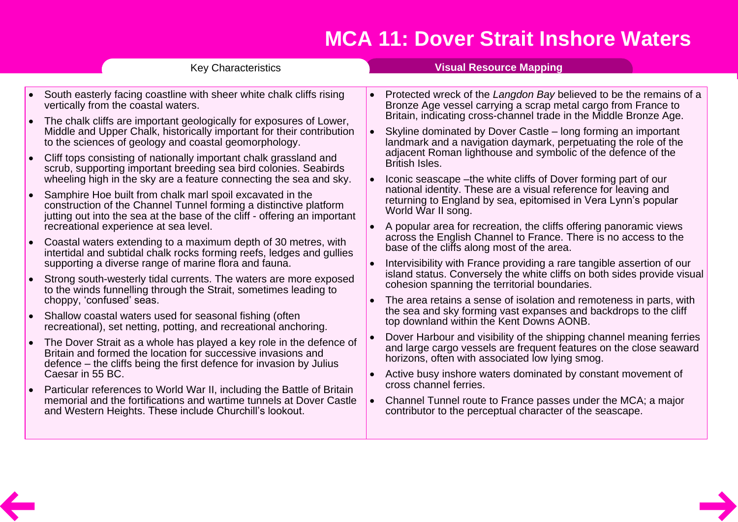# MCA 11: Dover Strait Inshore Waters

Key Characteristics | **Visual Resource Mapping**

- South easterly facing coastline with sheer white chalk cliffs rising vertically from the coastal waters.
- The chalk cliffs are important geologically for exposures of Lower, Middle and Upper Chalk, historically important for their contribution to the sciences of geology and coastal geomorphology.
- Cliff tops consisting of nationally important chalk grassland and scrub, supporting important breeding sea bird colonies. Seabirds wheeling high in the sky are a feature connecting the sea and sky.
- Samphire Hoe built from chalk marl spoil excavated in the construction of the Channel Tunnel forming a distinctive platform jutting out into the sea at the base of the cliff - offering an important recreational experience at sea level.
- Coastal waters extending to a maximum depth of 30 metres, with intertidal and subtidal chalk rocks forming reefs, ledges and gullies supporting a diverse range of marine flora and fauna.
- Strong south-westerly tidal currents. The waters are more exposed to the winds funnelling through the Strait, sometimes leading to choppy, 'confused' seas.
- Shallow coastal waters used for seasonal fishing (often recreational), set netting, potting, and recreational anchoring.
- The Dover Strait as a whole has played a key role in the defence of Britain and formed the location for successive invasions and defence – the cliffs being the first defence for invasion by Julius Caesar in 55 BC.
- Particular references to World War II, including the Battle of Britain memorial and the fortifications and wartime tunnels at Dover Castle and Western Heights. These include Churchill's lookout.
- Protected wreck of the *Langdon Bay* believed to be the remains of a Bronze Age vessel carrying a scrap metal cargo from France to Britain, indicating cross-channel trade in the Middle Bronze Age.
- Skyline dominated by Dover Castle – long forming an important landmark and a navigation daymark, perpetuating the role of the adjacent Roman lighthouse and symbolic of the defence of the British Isles.
- Iconic seascape –the white cliffs of Dover forming part of our national identity. These are a visual reference for leaving and returning to England by sea, epitomised in Vera Lynn's popular World War II song.
- A popular area for recreation, the cliffs offering panoramic views across the English Channel to France. There is no access to the base of the cliffs along most of the area.
- Intervisibility with France providing a rare tangible assertion of our island status. Conversely the white cliffs on both sides provide visual cohesion spanning the territorial boundaries.
- The area retains a sense of isolation and remoteness in parts, with the sea and sky forming vast expanses and backdrops to the cliff top downland within the Kent Downs AONB.
- Dover Harbour and visibility of the shipping channel meaning ferries and large cargo vessels are frequent features on the close seaward horizons, often with associated low lying smog.
- Active busy inshore waters dominated by constant movement of cross channel ferries.
- Channel Tunnel route to France passes under the MCA; a major contributor to the perceptual character of the seascape.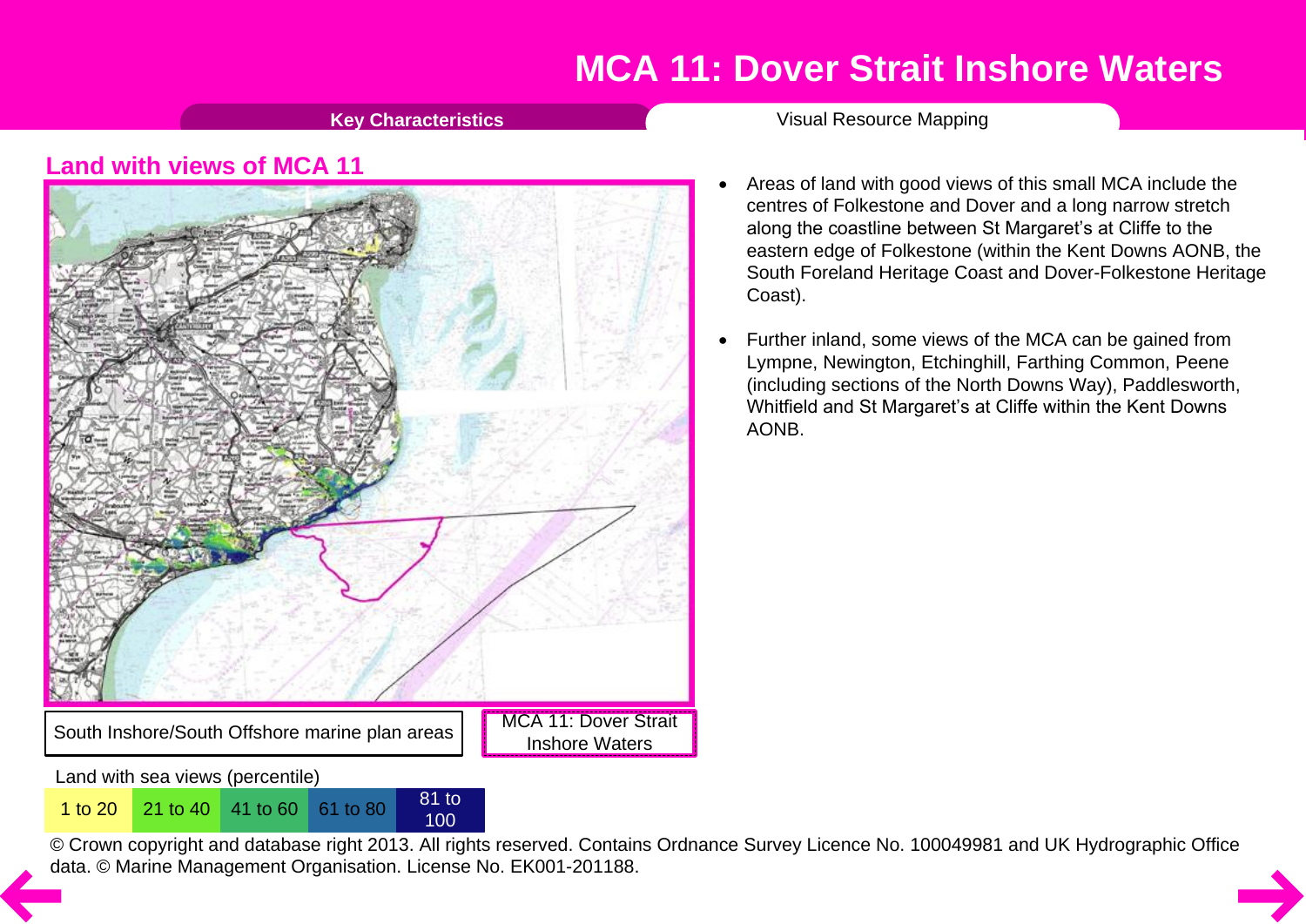# MCA 11: Dover Strait Inshore Waters

Key Characteristics | Visual Resource Mapping

## Land with views of MCA 11

South Inshore/South Offshore marine plan areas

MCA 11: Dover Strait Inshore Waters

Land with sea views (percentile)

1 to 20
21 to 40
41 to 60
61 to 80
81 to 100

© Crown copyright and database right 2013. All rights reserved. Contains Ordnance Survey Licence No. 100049981 and UK Hydrographic Office data. © Marine Management Organisation. License No. EK001-201188.

- Areas of land with good views of this small MCA include the centres of Folkestone and Dover and a long narrow stretch along the coastline between St Margaret's at Cliffe to the eastern edge of Folkestone (within the Kent Downs AONB, the South Foreland Heritage Coast and Dover-Folkestone Heritage Coast).
- Further inland, some views of the MCA can be gained from Lympne, Newington, Etchinghill, Farthing Common, Peene (including sections of the North Downs Way), Paddlesworth, Whitfield and St Margaret's at Cliffe within the Kent Downs AONB.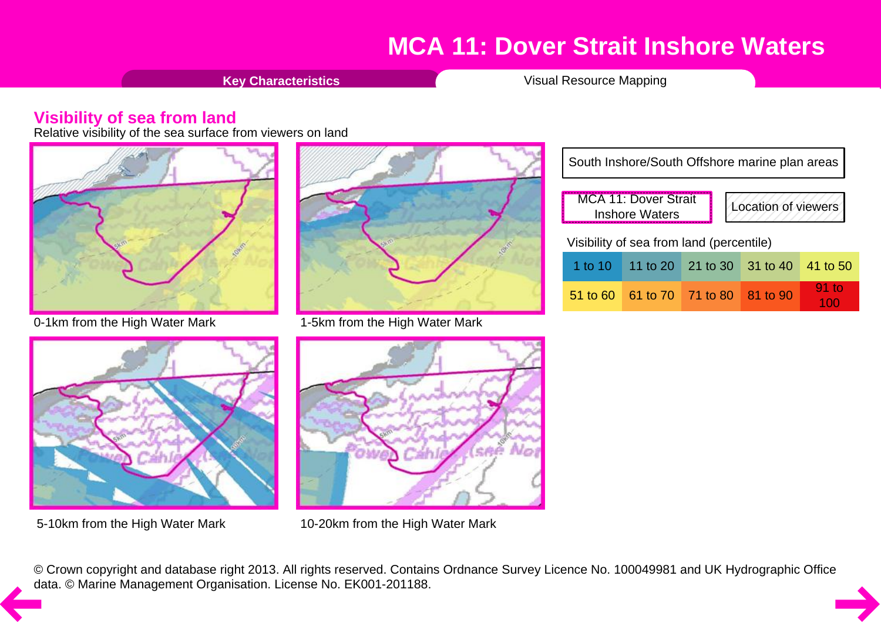# MCA 11: Dover Strait Inshore Waters

Key Characteristics | Visual Resource Mapping

## Visibility of sea from land

Relative visibility of the sea surface from viewers on land

0-1km from the High Water Mark

1-5km from the High Water Mark

5-10km from the High Water Mark

10-20km from the High Water Mark

South Inshore/South Offshore marine plan areas

MCA 11: Dover Strait Inshore Waters

Location of viewers

Visibility of sea from land (percentile)

| | | | | |
|---|---|---|---|---|
| 1 to 10 | 11 to 20 | 21 to 30 | 31 to 40 | 41 to 50 |
| 51 to 60 | 61 to 70 | 71 to 80 | 81 to 90 | 91 to 100 |

© Crown copyright and database right 2013. All rights reserved. Contains Ordnance Survey Licence No. 100049981 and UK Hydrographic Office data. © Marine Management Organisation. License No. EK001-201188.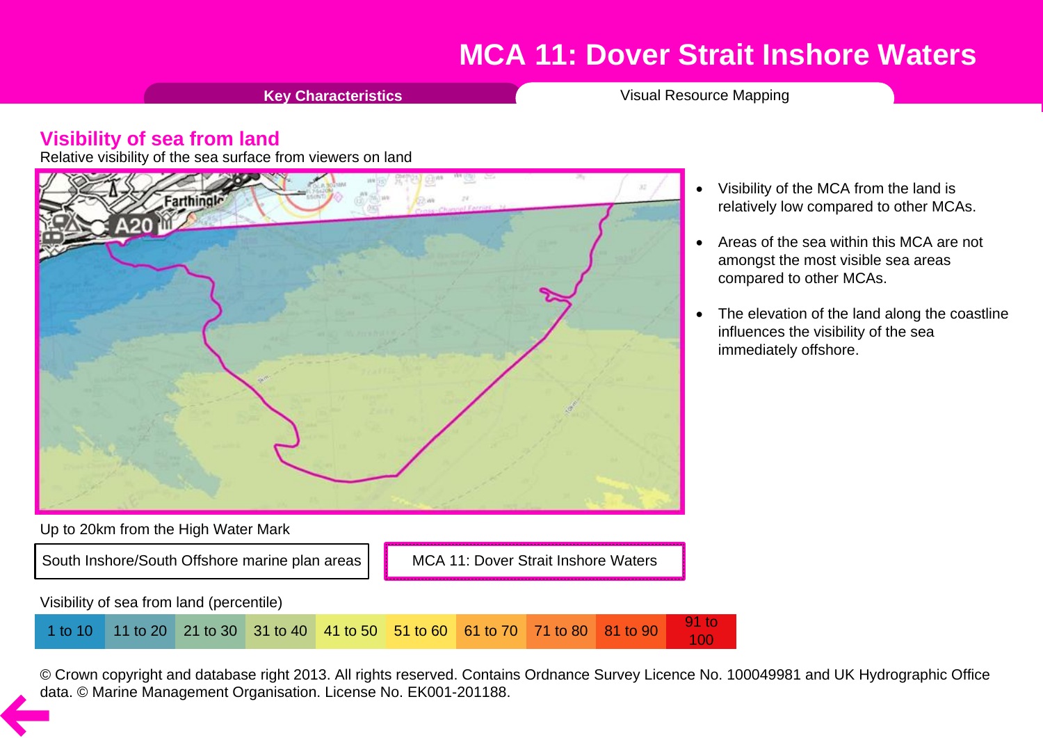# MCA 11: Dover Strait Inshore Waters

Key Characteristics | Visual Resource Mapping

## Visibility of sea from land

Relative visibility of the sea surface from viewers on land

- Visibility of the MCA from the land is relatively low compared to other MCAs.
- Areas of the sea within this MCA are not amongst the most visible sea areas compared to other MCAs.
- The elevation of the land along the coastline influences the visibility of the sea immediately offshore.

Up to 20km from the High Water Mark

South Inshore/South Offshore marine plan areas

MCA 11: Dover Strait Inshore Waters

Visibility of sea from land (percentile)

1 to 10
11 to 20
21 to 30
31 to 40
41 to 50
51 to 60
61 to 70
71 to 80
81 to 90
91 to 100

© Crown copyright and database right 2013. All rights reserved. Contains Ordnance Survey Licence No. 100049981 and UK Hydrographic Office data. © Marine Management Organisation. License No. EK001-201188.